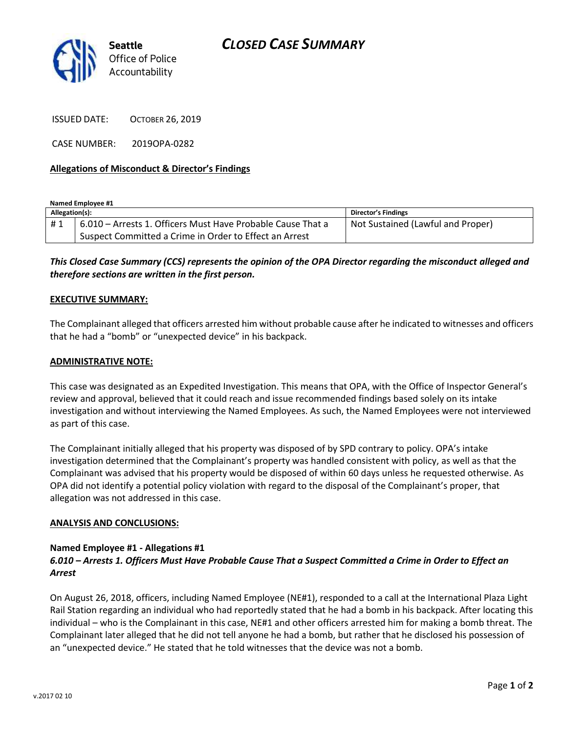Seattle Office of Police Accountability

# CLOSED CASE SUMMARY

ISSUED DATE: OCTOBER 26, 2019

CASE NUMBER: 2019OPA-0282

## Allegations of Misconduct & Director's Findings

**Named Employee #1**

| Allegation(s): | | Director's Findings |
|---|---|---|
| # 1 | 6.010 – Arrests 1. Officers Must Have Probable Cause That a Suspect Committed a Crime in Order to Effect an Arrest | Not Sustained (Lawful and Proper) |

***This Closed Case Summary (CCS) represents the opinion of the OPA Director regarding the misconduct alleged and therefore sections are written in the first person.***

### EXECUTIVE SUMMARY:

The Complainant alleged that officers arrested him without probable cause after he indicated to witnesses and officers that he had a "bomb" or "unexpected device" in his backpack.

### ADMINISTRATIVE NOTE:

This case was designated as an Expedited Investigation. This means that OPA, with the Office of Inspector General's review and approval, believed that it could reach and issue recommended findings based solely on its intake investigation and without interviewing the Named Employees. As such, the Named Employees were not interviewed as part of this case.

The Complainant initially alleged that his property was disposed of by SPD contrary to policy. OPA's intake investigation determined that the Complainant's property was handled consistent with policy, as well as that the Complainant was advised that his property would be disposed of within 60 days unless he requested otherwise. As OPA did not identify a potential policy violation with regard to the disposal of the Complainant's proper, that allegation was not addressed in this case.

### ANALYSIS AND CONCLUSIONS:

**Named Employee #1 - Allegations #1**
***6.010 – Arrests 1. Officers Must Have Probable Cause That a Suspect Committed a Crime in Order to Effect an Arrest***

On August 26, 2018, officers, including Named Employee (NE#1), responded to a call at the International Plaza Light Rail Station regarding an individual who had reportedly stated that he had a bomb in his backpack. After locating this individual – who is the Complainant in this case, NE#1 and other officers arrested him for making a bomb threat. The Complainant later alleged that he did not tell anyone he had a bomb, but rather that he disclosed his possession of an "unexpected device." He stated that he told witnesses that the device was not a bomb.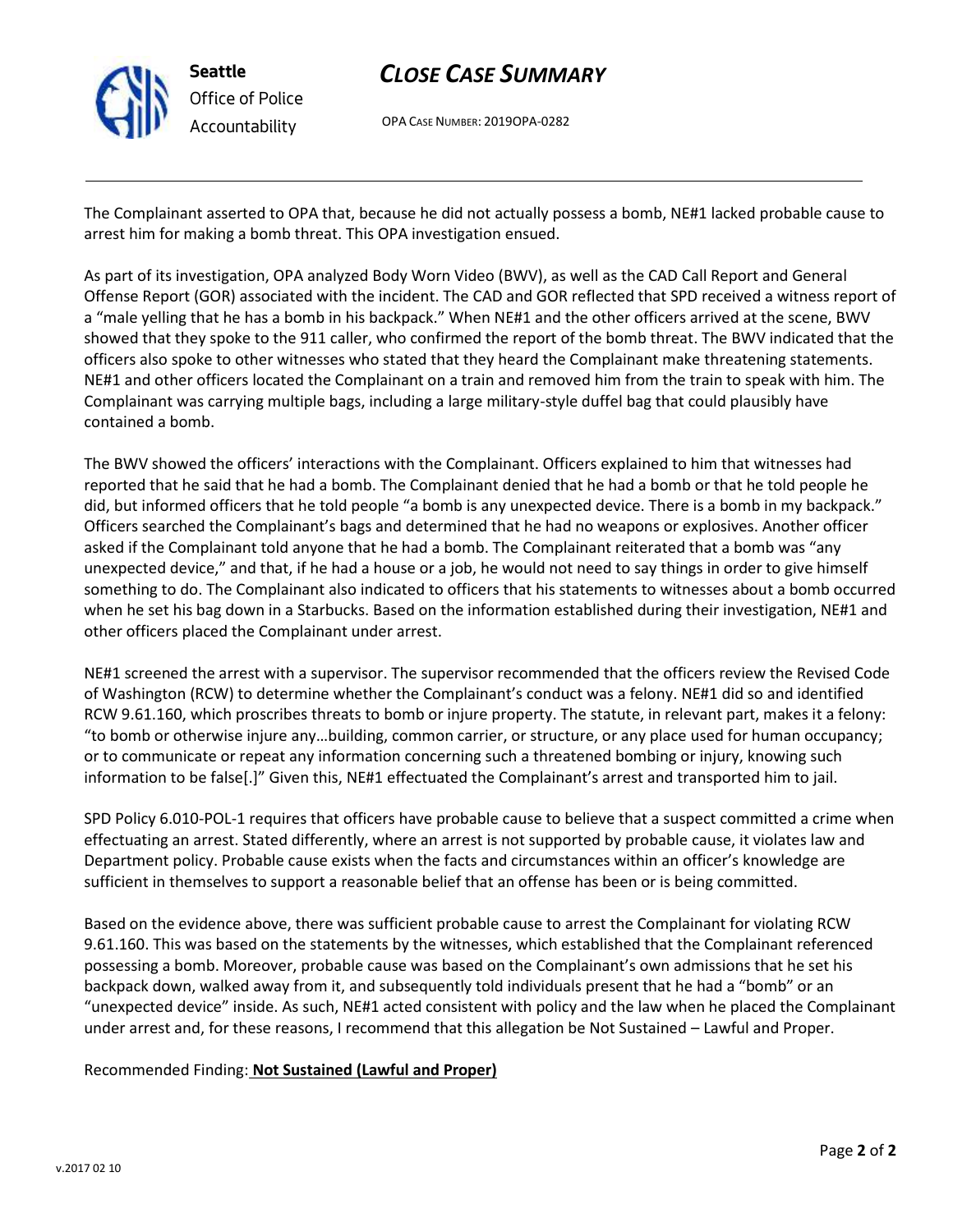The Complainant asserted to OPA that, because he did not actually possess a bomb, NE#1 lacked probable cause to arrest him for making a bomb threat. This OPA investigation ensued.

As part of its investigation, OPA analyzed Body Worn Video (BWV), as well as the CAD Call Report and General Offense Report (GOR) associated with the incident. The CAD and GOR reflected that SPD received a witness report of a "male yelling that he has a bomb in his backpack." When NE#1 and the other officers arrived at the scene, BWV showed that they spoke to the 911 caller, who confirmed the report of the bomb threat. The BWV indicated that the officers also spoke to other witnesses who stated that they heard the Complainant make threatening statements. NE#1 and other officers located the Complainant on a train and removed him from the train to speak with him. The Complainant was carrying multiple bags, including a large military-style duffel bag that could plausibly have contained a bomb.

The BWV showed the officers' interactions with the Complainant. Officers explained to him that witnesses had reported that he said that he had a bomb. The Complainant denied that he had a bomb or that he told people he did, but informed officers that he told people "a bomb is any unexpected device. There is a bomb in my backpack." Officers searched the Complainant's bags and determined that he had no weapons or explosives. Another officer asked if the Complainant told anyone that he had a bomb. The Complainant reiterated that a bomb was "any unexpected device," and that, if he had a house or a job, he would not need to say things in order to give himself something to do. The Complainant also indicated to officers that his statements to witnesses about a bomb occurred when he set his bag down in a Starbucks. Based on the information established during their investigation, NE#1 and other officers placed the Complainant under arrest.

NE#1 screened the arrest with a supervisor. The supervisor recommended that the officers review the Revised Code of Washington (RCW) to determine whether the Complainant's conduct was a felony. NE#1 did so and identified RCW 9.61.160, which proscribes threats to bomb or injure property. The statute, in relevant part, makes it a felony: "to bomb or otherwise injure any…building, common carrier, or structure, or any place used for human occupancy; or to communicate or repeat any information concerning such a threatened bombing or injury, knowing such information to be false[.]" Given this, NE#1 effectuated the Complainant's arrest and transported him to jail.

SPD Policy 6.010-POL-1 requires that officers have probable cause to believe that a suspect committed a crime when effectuating an arrest. Stated differently, where an arrest is not supported by probable cause, it violates law and Department policy. Probable cause exists when the facts and circumstances within an officer's knowledge are sufficient in themselves to support a reasonable belief that an offense has been or is being committed.

Based on the evidence above, there was sufficient probable cause to arrest the Complainant for violating RCW 9.61.160. This was based on the statements by the witnesses, which established that the Complainant referenced possessing a bomb. Moreover, probable cause was based on the Complainant's own admissions that he set his backpack down, walked away from it, and subsequently told individuals present that he had a "bomb" or an "unexpected device" inside. As such, NE#1 acted consistent with policy and the law when he placed the Complainant under arrest and, for these reasons, I recommend that this allegation be Not Sustained – Lawful and Proper.

Recommended Finding: **<u>Not Sustained (Lawful and Proper)</u>**